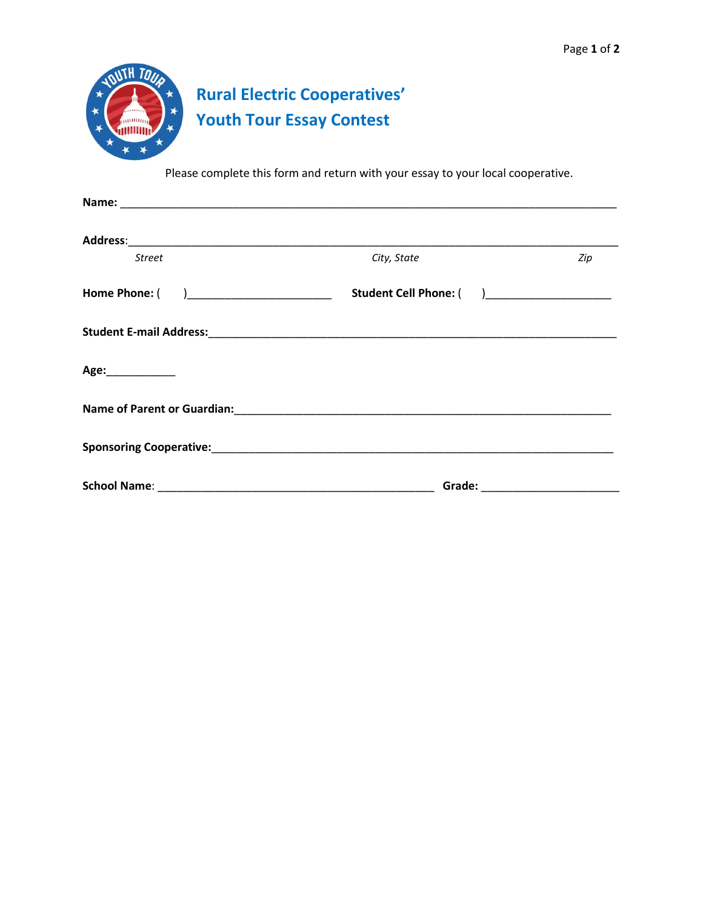# Rural Electric Cooperatives' Youth Tour Essay Contest

Please complete this form and return with your essay to your local cooperative.

**Name:** ___________________________________________________________________________

**Address:**___________________________________________________________________________

*Street* *City, State* *Zip*

**Home Phone:** ( )______________________ **Student Cell Phone:** ( )___________________

**Student E-mail Address:**______________________________________________________________

**Age:**__________

**Name of Parent or Guardian:**__________________________________________________________

**Sponsoring Cooperative:**______________________________________________________________

**School Name:** __________________________________________ **Grade:** ____________________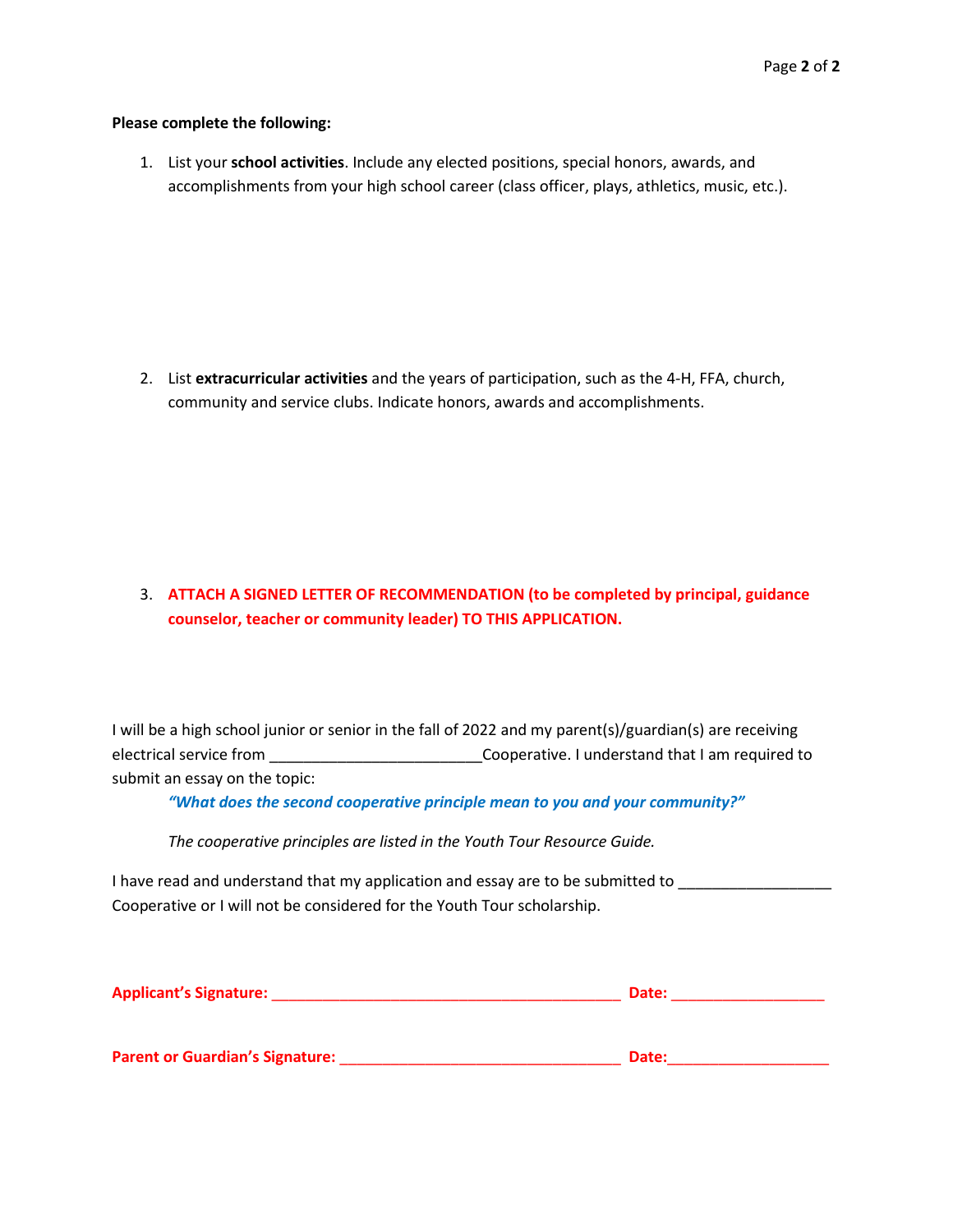**Please complete the following:**

1. List your **school activities**. Include any elected positions, special honors, awards, and accomplishments from your high school career (class officer, plays, athletics, music, etc.).

2. List **extracurricular activities** and the years of participation, such as the 4-H, FFA, church, community and service clubs. Indicate honors, awards and accomplishments.

3. **ATTACH A SIGNED LETTER OF RECOMMENDATION (to be completed by principal, guidance counselor, teacher or community leader) TO THIS APPLICATION.**

I will be a high school junior or senior in the fall of 2022 and my parent(s)/guardian(s) are receiving electrical service from _________________________Cooperative. I understand that I am required to submit an essay on the topic:

> ***"What does the second cooperative principle mean to you and your community?"***
>
> *The cooperative principles are listed in the Youth Tour Resource Guide.*

I have read and understand that my application and essay are to be submitted to __________________ Cooperative or I will not be considered for the Youth Tour scholarship.

**Applicant's Signature:** ___________________________________________ **Date:** ___________________

**Parent or Guardian's Signature:** ___________________________________ **Date:**___________________